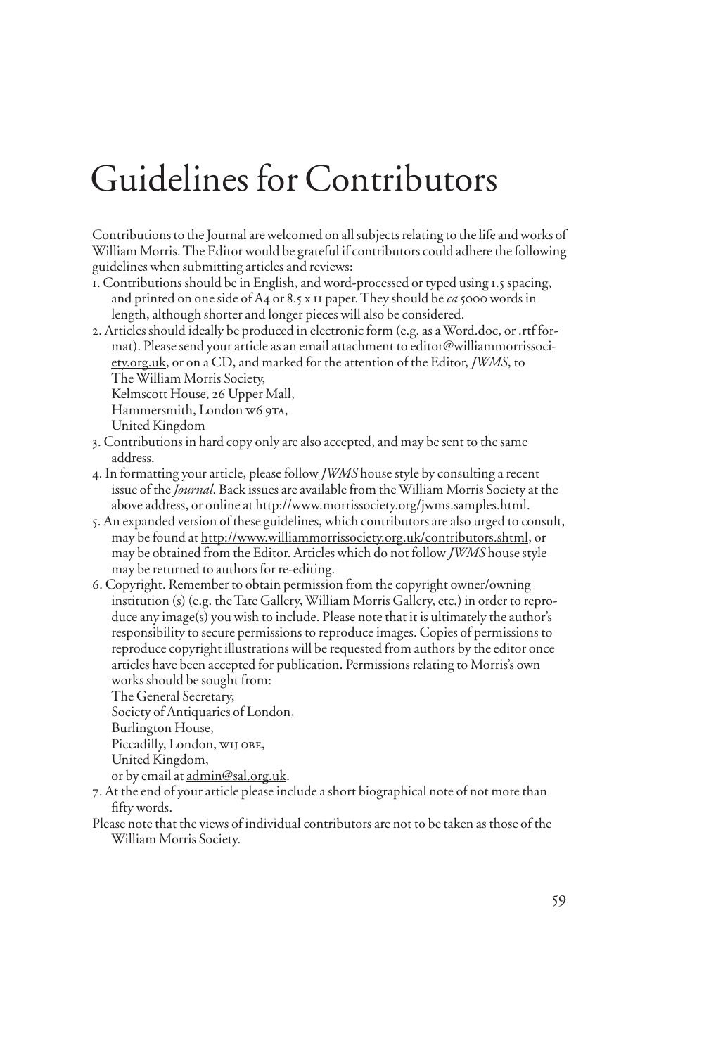# Guidelines for Contributors

Contributions to the Journal are welcomed on all subjects relating to the life and works of William Morris. The Editor would be grateful if contributors could adhere the following guidelines when submitting articles and reviews:

1. Contributions should be in English, and word-processed or typed using 1.5 spacing, and printed on one side of A4 or 8.5 x 11 paper. They should be *ca* 5000 words in length, although shorter and longer pieces will also be considered.
2. Articles should ideally be produced in electronic form (e.g. as a Word.doc, or .rtf format). Please send your article as an email attachment to editor@williammorrissociety.org.uk, or on a CD, and marked for the attention of the Editor, *JWMS*, to
   The William Morris Society,
   Kelmscott House, 26 Upper Mall,
   Hammersmith, London W6 9TA,
   United Kingdom
3. Contributions in hard copy only are also accepted, and may be sent to the same address.
4. In formatting your article, please follow *JWMS* house style by consulting a recent issue of the *Journal*. Back issues are available from the William Morris Society at the above address, or online at http://www.morrissociety.org/jwms.samples.html.
5. An expanded version of these guidelines, which contributors are also urged to consult, may be found at http://www.williammorrissociety.org.uk/contributors.shtml, or may be obtained from the Editor. Articles which do not follow *JWMS* house style may be returned to authors for re-editing.
6. Copyright. Remember to obtain permission from the copyright owner/owning institution (s) (e.g. the Tate Gallery, William Morris Gallery, etc.) in order to reproduce any image(s) you wish to include. Please note that it is ultimately the author's responsibility to secure permissions to reproduce images. Copies of permissions to reproduce copyright illustrations will be requested from authors by the editor once articles have been accepted for publication. Permissions relating to Morris's own works should be sought from:
   The General Secretary,
   Society of Antiquaries of London,
   Burlington House,
   Piccadilly, London, W1J 0BE,
   United Kingdom,
   or by email at admin@sal.org.uk.
7. At the end of your article please include a short biographical note of not more than fifty words.

Please note that the views of individual contributors are not to be taken as those of the William Morris Society.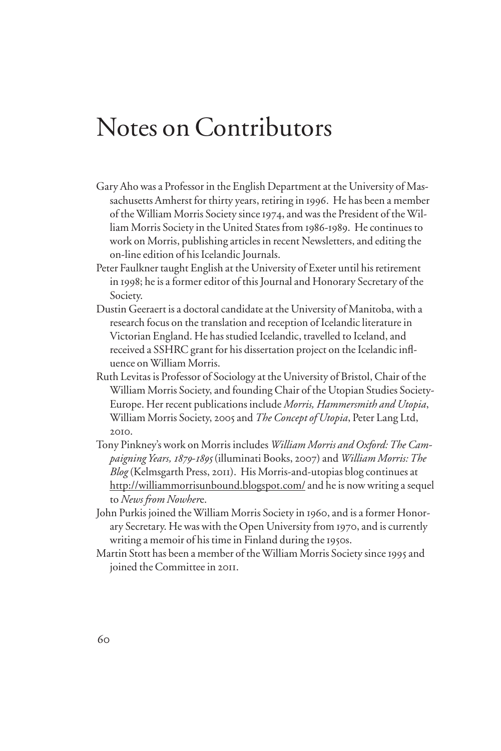# Notes on Contributors

Gary Aho was a Professor in the English Department at the University of Massachusetts Amherst for thirty years, retiring in 1996. He has been a member of the William Morris Society since 1974, and was the President of the William Morris Society in the United States from 1986-1989. He continues to work on Morris, publishing articles in recent Newsletters, and editing the on-line edition of his Icelandic Journals.

Peter Faulkner taught English at the University of Exeter until his retirement in 1998; he is a former editor of this Journal and Honorary Secretary of the Society.

Dustin Geeraert is a doctoral candidate at the University of Manitoba, with a research focus on the translation and reception of Icelandic literature in Victorian England. He has studied Icelandic, travelled to Iceland, and received a SSHRC grant for his dissertation project on the Icelandic influence on William Morris.

Ruth Levitas is Professor of Sociology at the University of Bristol, Chair of the William Morris Society, and founding Chair of the Utopian Studies Society-Europe. Her recent publications include *Morris, Hammersmith and Utopia*, William Morris Society, 2005 and *The Concept of Utopia*, Peter Lang Ltd, 2010.

Tony Pinkney's work on Morris includes *William Morris and Oxford: The Campaigning Years, 1879-1895* (illuminati Books, 2007) and *William Morris: The Blog* (Kelmsgarth Press, 2011). His Morris-and-utopias blog continues at http://williammorrisunbound.blogspot.com/ and he is now writing a sequel to *News from Nowhere*.

John Purkis joined the William Morris Society in 1960, and is a former Honorary Secretary. He was with the Open University from 1970, and is currently writing a memoir of his time in Finland during the 1950s.

Martin Stott has been a member of the William Morris Society since 1995 and joined the Committee in 2011.